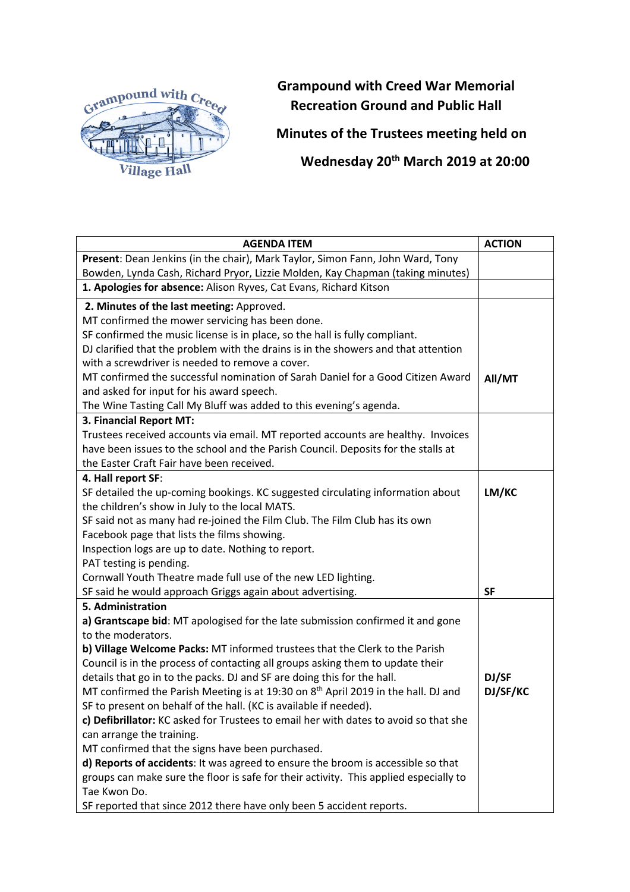Grampound with Creed Village Hall

# Grampound with Creed War Memorial Recreation Ground and Public Hall

## Minutes of the Trustees meeting held on Wednesday 20th March 2019 at 20:00

| AGENDA ITEM | ACTION |
|---|---|
| **Present**: Dean Jenkins (in the chair), Mark Taylor, Simon Fann, John Ward, Tony Bowden, Lynda Cash, Richard Pryor, Lizzie Molden, Kay Chapman (taking minutes) | |
| **1. Apologies for absence:** Alison Ryves, Cat Evans, Richard Kitson | |
| **2. Minutes of the last meeting:** Approved.<br>MT confirmed the mower servicing has been done.<br>SF confirmed the music license is in place, so the hall is fully compliant.<br>DJ clarified that the problem with the drains is in the showers and that attention with a screwdriver is needed to remove a cover.<br>MT confirmed the successful nomination of Sarah Daniel for a Good Citizen Award and asked for input for his award speech.<br>The Wine Tasting Call My Bluff was added to this evening's agenda. | **All/MT** |
| **3. Financial Report MT:**<br>Trustees received accounts via email. MT reported accounts are healthy. Invoices have been issues to the school and the Parish Council. Deposits for the stalls at the Easter Craft Fair have been received. | |
| **4. Hall report SF**:<br>SF detailed the up-coming bookings. KC suggested circulating information about the children's show in July to the local MATS.<br>SF said not as many had re-joined the Film Club. The Film Club has its own Facebook page that lists the films showing.<br>Inspection logs are up to date. Nothing to report.<br>PAT testing is pending.<br>Cornwall Youth Theatre made full use of the new LED lighting.<br>SF said he would approach Griggs again about advertising. | **LM/KC**<br><br><br><br><br><br><br>**SF** |
| **5. Administration**<br>**a) Grantscape bid**: MT apologised for the late submission confirmed it and gone to the moderators.<br>**b) Village Welcome Packs:** MT informed trustees that the Clerk to the Parish Council is in the process of contacting all groups asking them to update their details that go in to the packs. DJ and SF are doing this for the hall.<br>MT confirmed the Parish Meeting is at 19:30 on 8th April 2019 in the hall. DJ and SF to present on behalf of the hall. (KC is available if needed).<br>**c) Defibrillator:** KC asked for Trustees to email her with dates to avoid so that she can arrange the training.<br>MT confirmed that the signs have been purchased.<br>**d) Reports of accidents**: It was agreed to ensure the broom is accessible so that groups can make sure the floor is safe for their activity. This applied especially to Tae Kwon Do.<br>SF reported that since 2012 there have only been 5 accident reports. | <br><br><br><br><br>**DJ/SF**<br>**DJ/SF/KC** |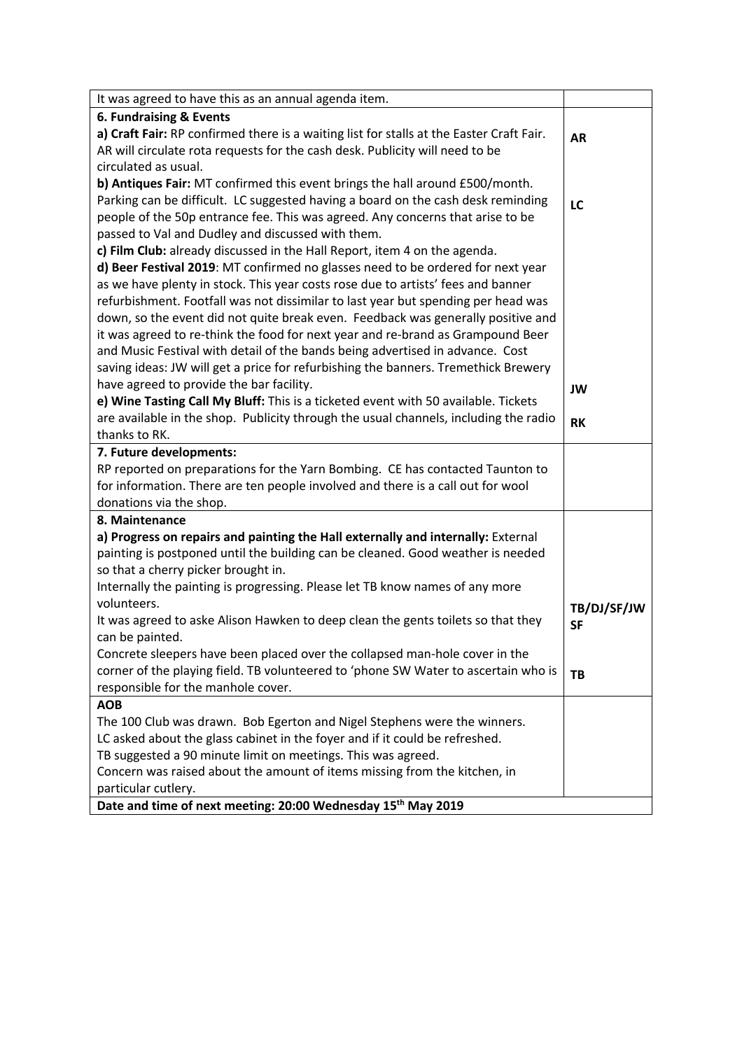| | |
|---|---|
| It was agreed to have this as an annual agenda item. | |
| **6. Fundraising & Events**<br>**a) Craft Fair:** RP confirmed there is a waiting list for stalls at the Easter Craft Fair. AR will circulate rota requests for the cash desk. Publicity will need to be circulated as usual.<br>**b) Antiques Fair:** MT confirmed this event brings the hall around £500/month. Parking can be difficult. LC suggested having a board on the cash desk reminding people of the 50p entrance fee. This was agreed. Any concerns that arise to be passed to Val and Dudley and discussed with them.<br>**c) Film Club:** already discussed in the Hall Report, item 4 on the agenda.<br>**d) Beer Festival 2019**: MT confirmed no glasses need to be ordered for next year as we have plenty in stock. This year costs rose due to artists' fees and banner refurbishment. Footfall was not dissimilar to last year but spending per head was down, so the event did not quite break even. Feedback was generally positive and it was agreed to re-think the food for next year and re-brand as Grampound Beer and Music Festival with detail of the bands being advertised in advance. Cost saving ideas: JW will get a price for refurbishing the banners. Tremethick Brewery have agreed to provide the bar facility.<br>**e) Wine Tasting Call My Bluff:** This is a ticketed event with 50 available. Tickets are available in the shop. Publicity through the usual channels, including the radio thanks to RK. | **AR**<br><br>**LC**<br><br>**JW**<br><br>**RK** |
| **7. Future developments:**<br>RP reported on preparations for the Yarn Bombing. CE has contacted Taunton to for information. There are ten people involved and there is a call out for wool donations via the shop. | |
| **8. Maintenance**<br>**a) Progress on repairs and painting the Hall externally and internally:** External painting is postponed until the building can be cleaned. Good weather is needed so that a cherry picker brought in.<br>Internally the painting is progressing. Please let TB know names of any more volunteers.<br>It was agreed to aske Alison Hawken to deep clean the gents toilets so that they can be painted.<br>Concrete sleepers have been placed over the collapsed man-hole cover in the corner of the playing field. TB volunteered to 'phone SW Water to ascertain who is responsible for the manhole cover. | **TB/DJ/SF/JW**<br>**SF**<br><br>**TB** |
| **AOB**<br>The 100 Club was drawn. Bob Egerton and Nigel Stephens were the winners.<br>LC asked about the glass cabinet in the foyer and if it could be refreshed.<br>TB suggested a 90 minute limit on meetings. This was agreed.<br>Concern was raised about the amount of items missing from the kitchen, in particular cutlery. | |
| **Date and time of next meeting: 20:00 Wednesday 15th May 2019** | |